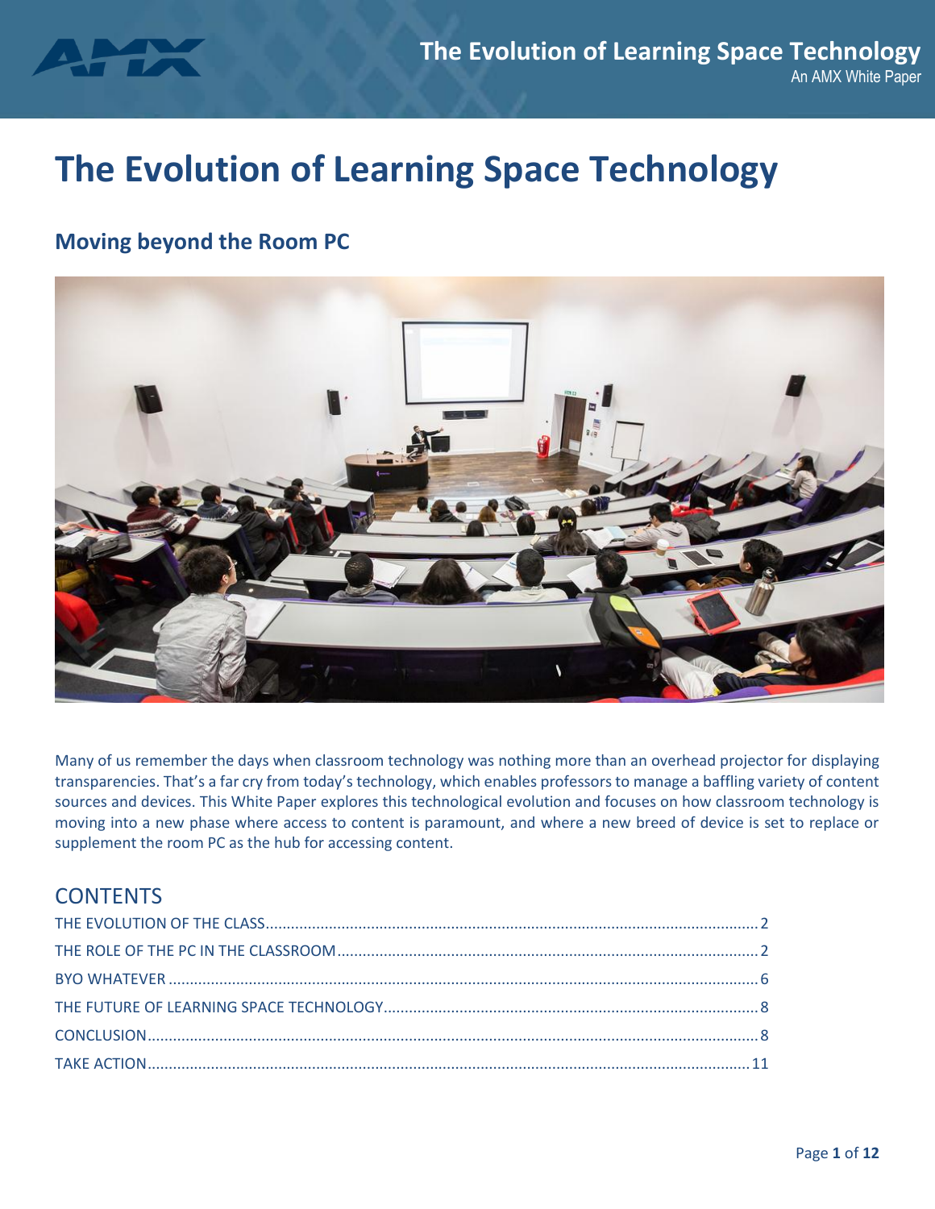# The Evolution of Learning Space Technology

## Moving beyond the Room PC

Many of us remember the days when classroom technology was nothing more than an overhead projector for displaying transparencies. That's a far cry from today's technology, which enables professors to manage a baffling variety of content sources and devices. This White Paper explores this technological evolution and focuses on how classroom technology is moving into a new phase where access to content is paramount, and where a new breed of device is set to replace or supplement the room PC as the hub for accessing content.

## CONTENTS

THE EVOLUTION OF THE CLASS .......... 2
THE ROLE OF THE PC IN THE CLASSROOM .......... 2
BYO WHATEVER .......... 6
THE FUTURE OF LEARNING SPACE TECHNOLOGY .......... 8
CONCLUSION .......... 8
TAKE ACTION .......... 11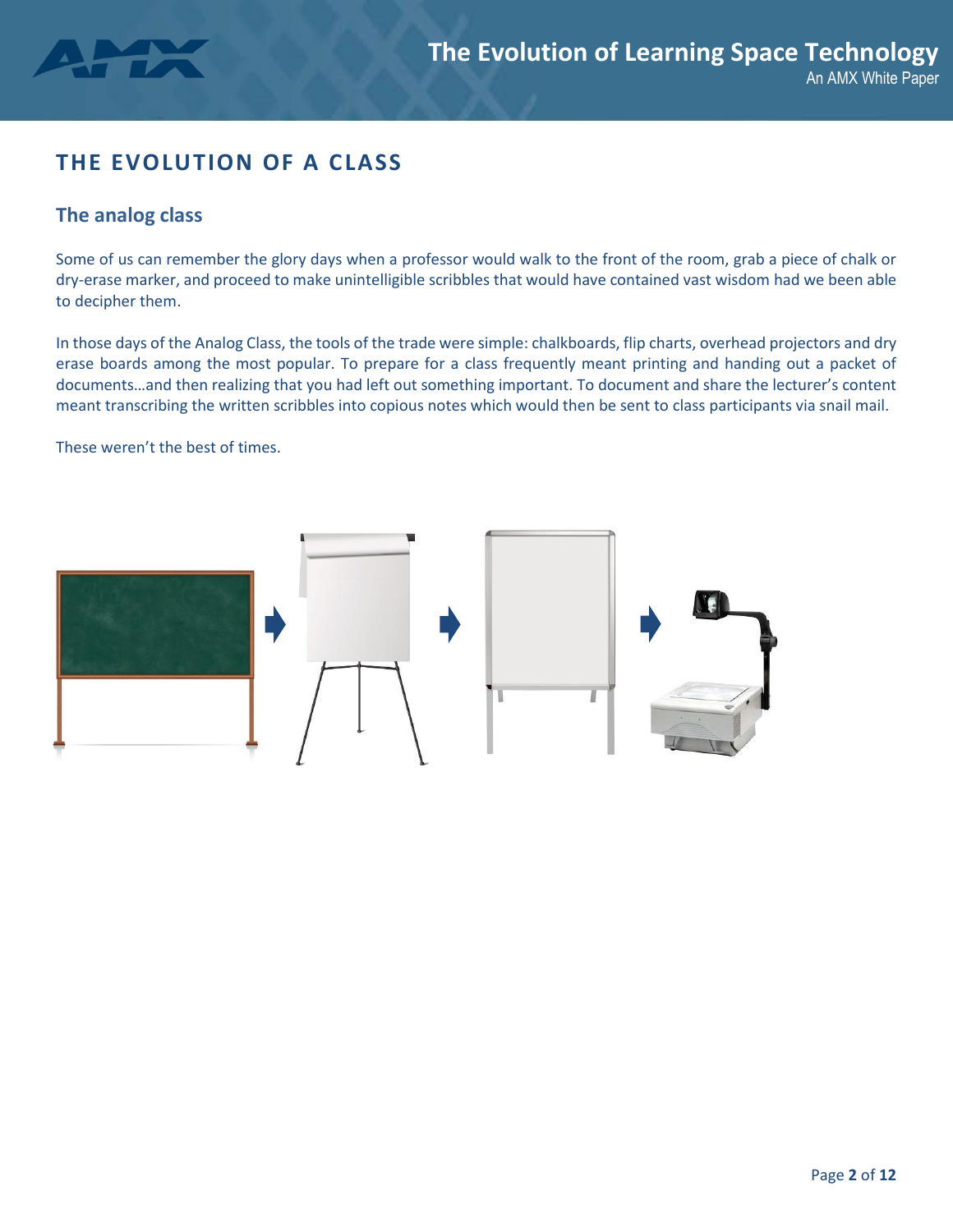# THE EVOLUTION OF A CLASS

## The analog class

Some of us can remember the glory days when a professor would walk to the front of the room, grab a piece of chalk or dry-erase marker, and proceed to make unintelligible scribbles that would have contained vast wisdom had we been able to decipher them.

In those days of the Analog Class, the tools of the trade were simple: chalkboards, flip charts, overhead projectors and dry erase boards among the most popular. To prepare for a class frequently meant printing and handing out a packet of documents…and then realizing that you had left out something important. To document and share the lecturer's content meant transcribing the written scribbles into copious notes which would then be sent to class participants via snail mail.

These weren't the best of times.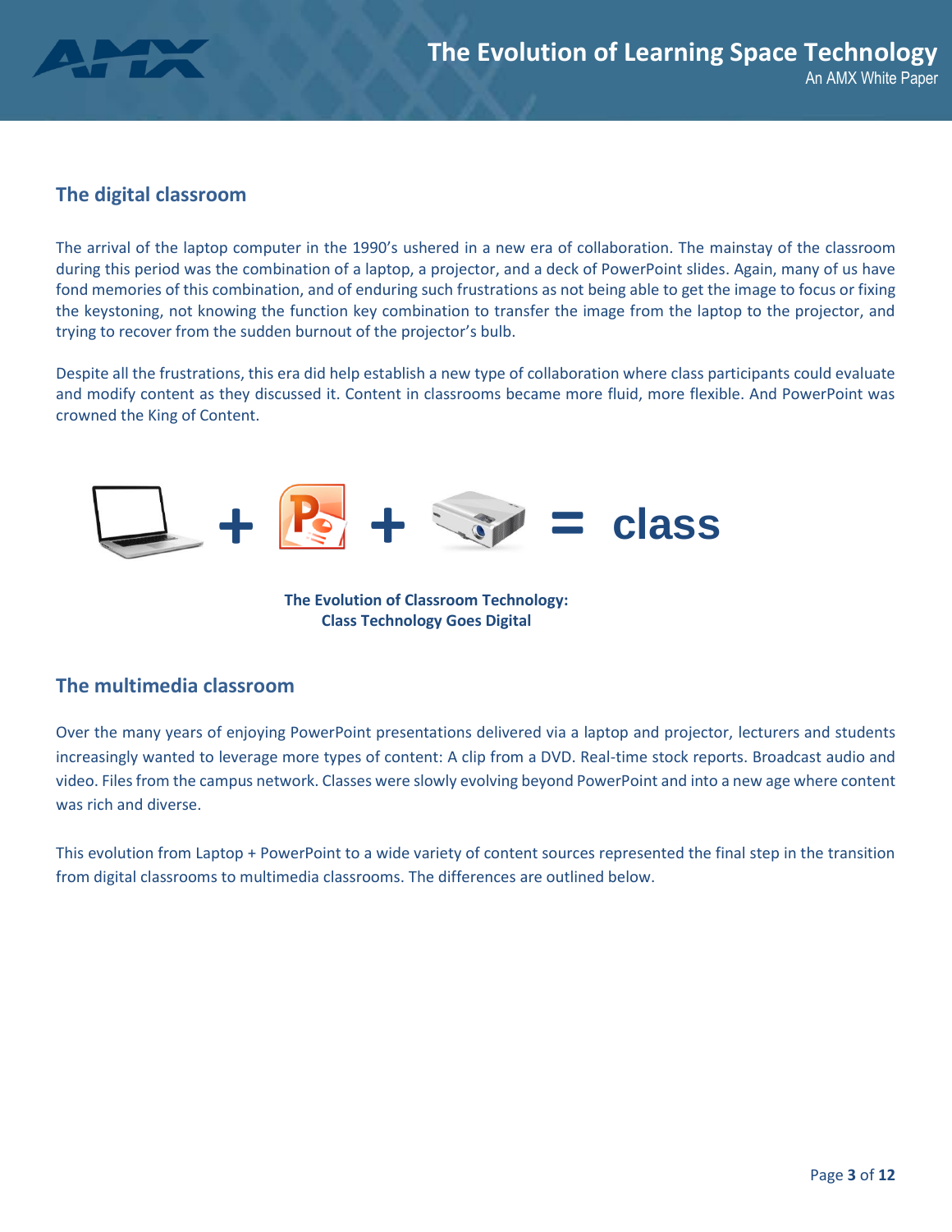## The digital classroom

The arrival of the laptop computer in the 1990's ushered in a new era of collaboration. The mainstay of the classroom during this period was the combination of a laptop, a projector, and a deck of PowerPoint slides. Again, many of us have fond memories of this combination, and of enduring such frustrations as not being able to get the image to focus or fixing the keystoning, not knowing the function key combination to transfer the image from the laptop to the projector, and trying to recover from the sudden burnout of the projector's bulb.

Despite all the frustrations, this era did help establish a new type of collaboration where class participants could evaluate and modify content as they discussed it. Content in classrooms became more fluid, more flexible. And PowerPoint was crowned the King of Content.

+ + = class

**The Evolution of Classroom Technology:**
**Class Technology Goes Digital**

## The multimedia classroom

Over the many years of enjoying PowerPoint presentations delivered via a laptop and projector, lecturers and students increasingly wanted to leverage more types of content: A clip from a DVD. Real-time stock reports. Broadcast audio and video. Files from the campus network. Classes were slowly evolving beyond PowerPoint and into a new age where content was rich and diverse.

This evolution from Laptop + PowerPoint to a wide variety of content sources represented the final step in the transition from digital classrooms to multimedia classrooms. The differences are outlined below.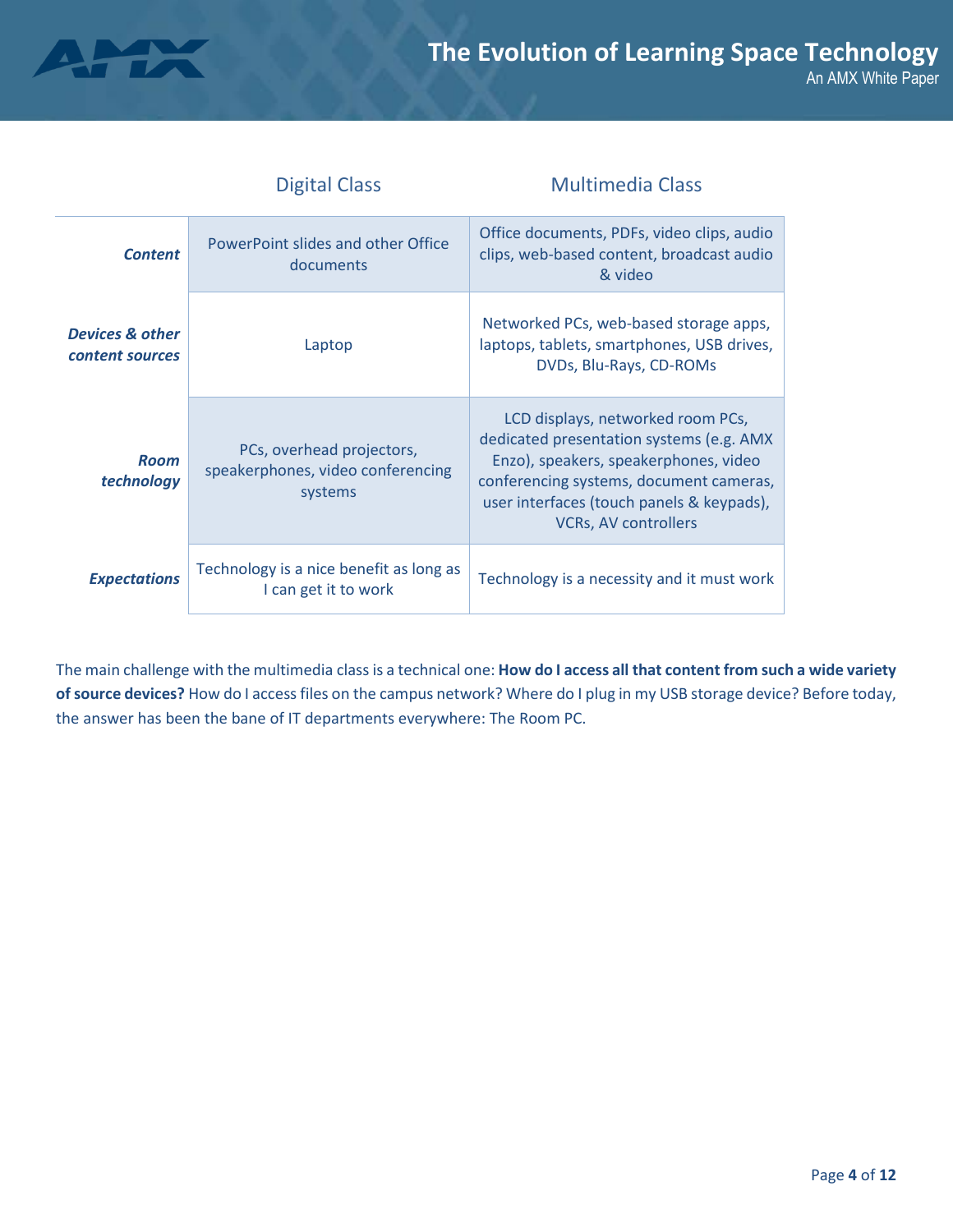| | Digital Class | Multimedia Class |
|---|---|---|
| ***Content*** | PowerPoint slides and other Office documents | Office documents, PDFs, video clips, audio clips, web-based content, broadcast audio & video |
| ***Devices & other content sources*** | Laptop | Networked PCs, web-based storage apps, laptops, tablets, smartphones, USB drives, DVDs, Blu-Rays, CD-ROMs |
| ***Room technology*** | PCs, overhead projectors, speakerphones, video conferencing systems | LCD displays, networked room PCs, dedicated presentation systems (e.g. AMX Enzo), speakers, speakerphones, video conferencing systems, document cameras, user interfaces (touch panels & keypads), VCRs, AV controllers |
| ***Expectations*** | Technology is a nice benefit as long as I can get it to work | Technology is a necessity and it must work |

The main challenge with the multimedia class is a technical one: **How do I access all that content from such a wide variety of source devices?** How do I access files on the campus network? Where do I plug in my USB storage device? Before today, the answer has been the bane of IT departments everywhere: The Room PC.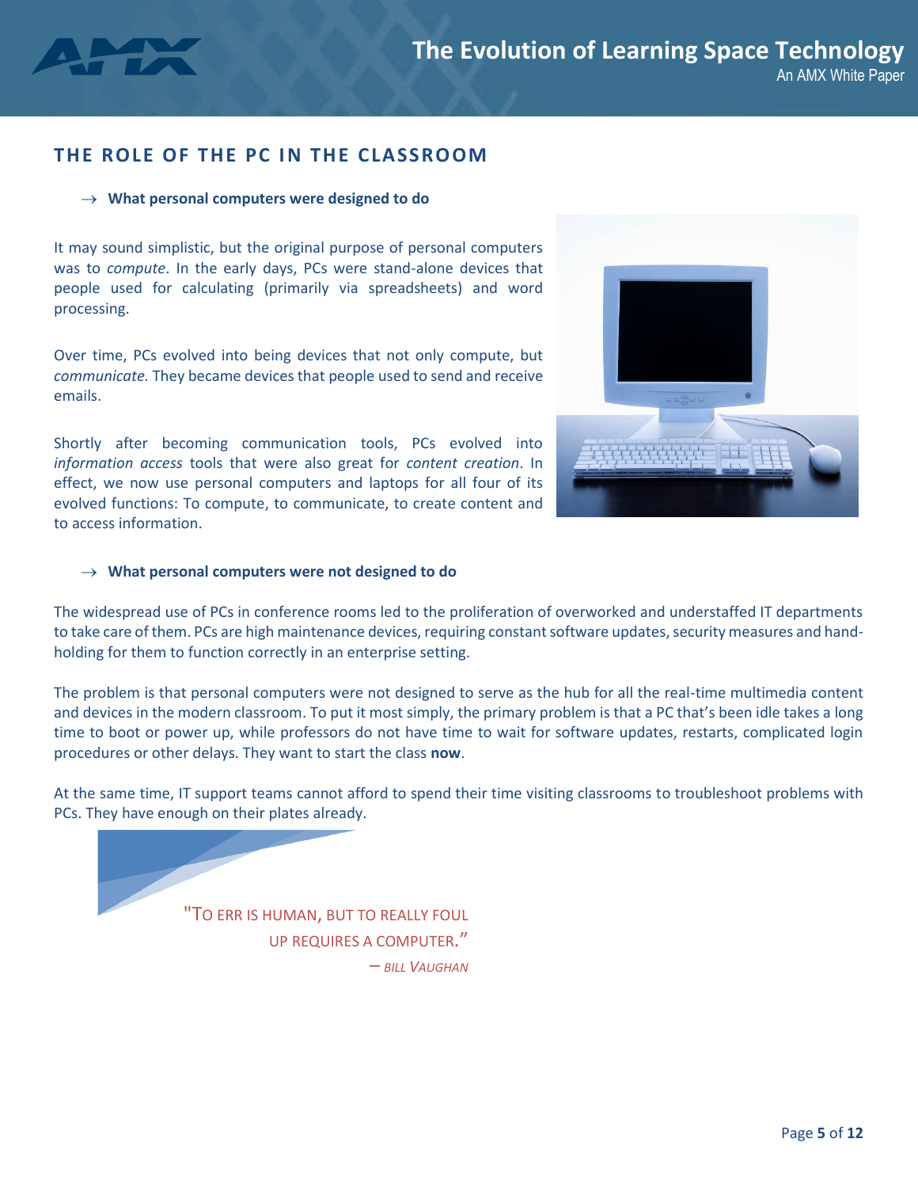## THE ROLE OF THE PC IN THE CLASSROOM

### → What personal computers were designed to do

It may sound simplistic, but the original purpose of personal computers was to *compute*. In the early days, PCs were stand-alone devices that people used for calculating (primarily via spreadsheets) and word processing.

Over time, PCs evolved into being devices that not only compute, but *communicate.* They became devices that people used to send and receive emails.

Shortly after becoming communication tools, PCs evolved into *information access* tools that were also great for *content creation*. In effect, we now use personal computers and laptops for all four of its evolved functions: To compute, to communicate, to create content and to access information.

### → What personal computers were not designed to do

The widespread use of PCs in conference rooms led to the proliferation of overworked and understaffed IT departments to take care of them. PCs are high maintenance devices, requiring constant software updates, security measures and hand-holding for them to function correctly in an enterprise setting.

The problem is that personal computers were not designed to serve as the hub for all the real-time multimedia content and devices in the modern classroom. To put it most simply, the primary problem is that a PC that's been idle takes a long time to boot or power up, while professors do not have time to wait for software updates, restarts, complicated login procedures or other delays. They want to start the class **now**.

At the same time, IT support teams cannot afford to spend their time visiting classrooms to troubleshoot problems with PCs. They have enough on their plates already.

> "To err is human, but to really foul up requires a computer."
>
> – *Bill Vaughan*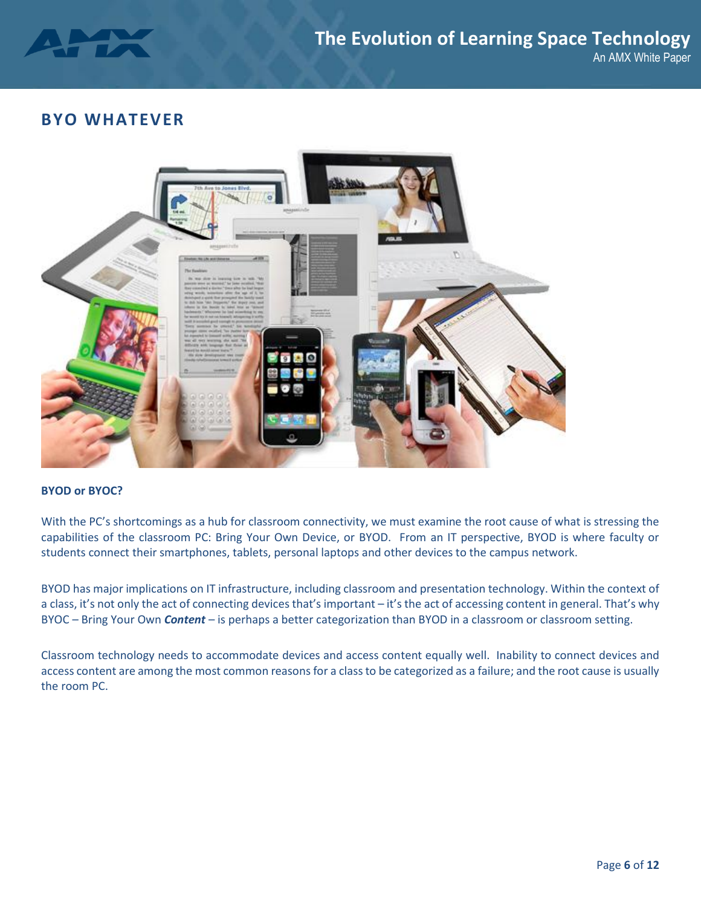## BYO WHATEVER

### BYOD or BYOC?

With the PC's shortcomings as a hub for classroom connectivity, we must examine the root cause of what is stressing the capabilities of the classroom PC: Bring Your Own Device, or BYOD. From an IT perspective, BYOD is where faculty or students connect their smartphones, tablets, personal laptops and other devices to the campus network.

BYOD has major implications on IT infrastructure, including classroom and presentation technology. Within the context of a class, it's not only the act of connecting devices that's important – it's the act of accessing content in general. That's why BYOC – Bring Your Own ***Content*** – is perhaps a better categorization than BYOD in a classroom or classroom setting.

Classroom technology needs to accommodate devices and access content equally well. Inability to connect devices and access content are among the most common reasons for a class to be categorized as a failure; and the root cause is usually the room PC.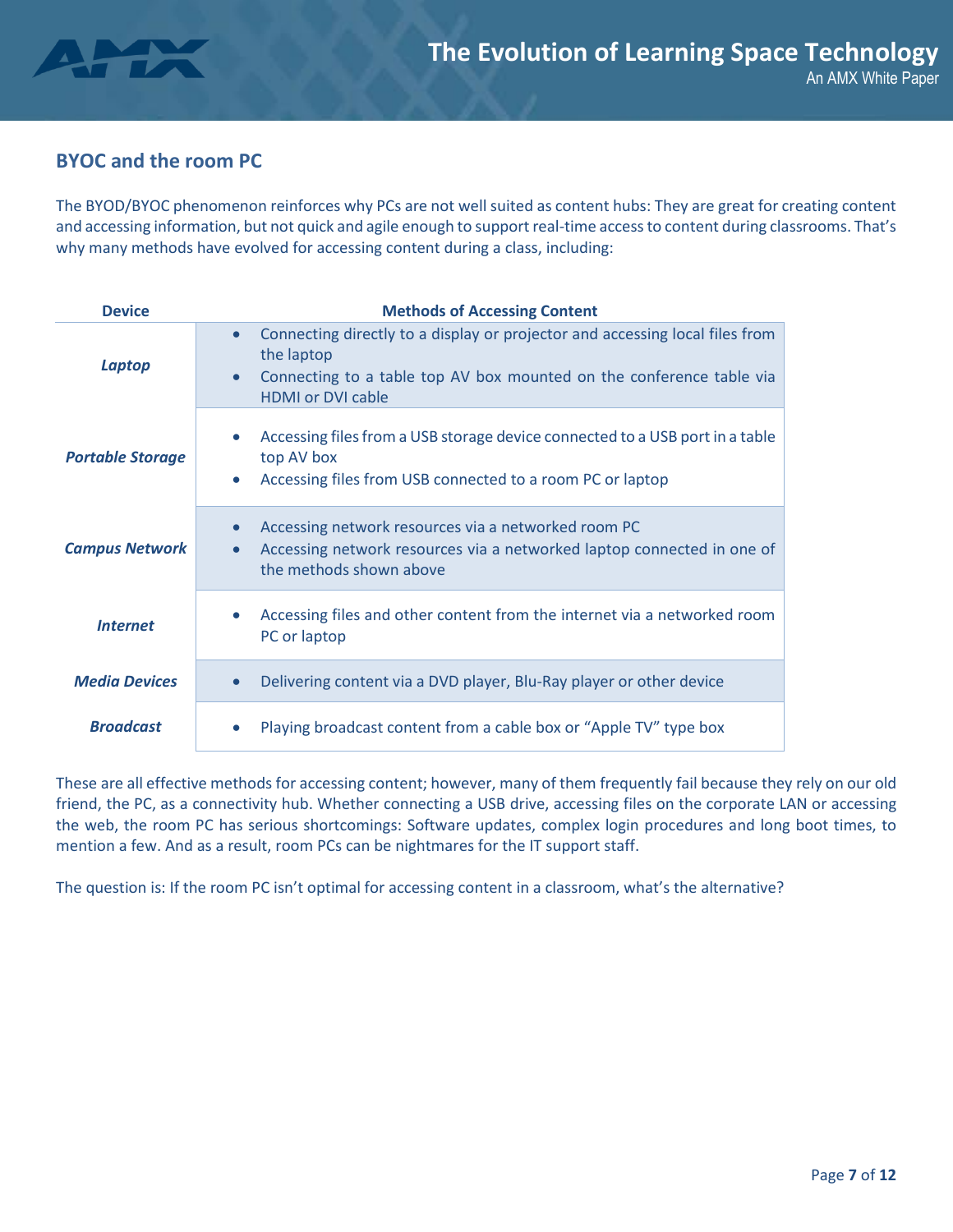## BYOC and the room PC

The BYOD/BYOC phenomenon reinforces why PCs are not well suited as content hubs: They are great for creating content and accessing information, but not quick and agile enough to support real-time access to content during classrooms. That's why many methods have evolved for accessing content during a class, including:

| Device | Methods of Accessing Content |
|---|---|
| ***Laptop*** | • Connecting directly to a display or projector and accessing local files from the laptop<br>• Connecting to a table top AV box mounted on the conference table via HDMI or DVI cable |
| ***Portable Storage*** | • Accessing files from a USB storage device connected to a USB port in a table top AV box<br>• Accessing files from USB connected to a room PC or laptop |
| ***Campus Network*** | • Accessing network resources via a networked room PC<br>• Accessing network resources via a networked laptop connected in one of the methods shown above |
| ***Internet*** | • Accessing files and other content from the internet via a networked room PC or laptop |
| ***Media Devices*** | • Delivering content via a DVD player, Blu-Ray player or other device |
| ***Broadcast*** | • Playing broadcast content from a cable box or "Apple TV" type box |

These are all effective methods for accessing content; however, many of them frequently fail because they rely on our old friend, the PC, as a connectivity hub. Whether connecting a USB drive, accessing files on the corporate LAN or accessing the web, the room PC has serious shortcomings: Software updates, complex login procedures and long boot times, to mention a few. And as a result, room PCs can be nightmares for the IT support staff.

The question is: If the room PC isn't optimal for accessing content in a classroom, what's the alternative?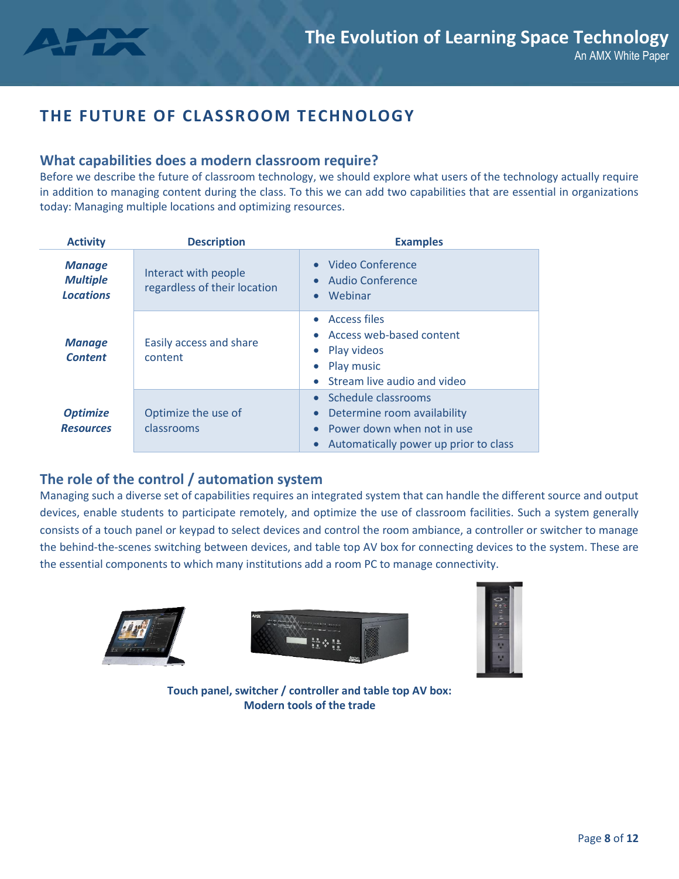# THE FUTURE OF CLASSROOM TECHNOLOGY

## What capabilities does a modern classroom require?

Before we describe the future of classroom technology, we should explore what users of the technology actually require in addition to managing content during the class. To this we can add two capabilities that are essential in organizations today: Managing multiple locations and optimizing resources.

| Activity | Description | Examples |
|---|---|---|
| ***Manage Multiple Locations*** | Interact with people regardless of their location | • Video Conference<br>• Audio Conference<br>• Webinar |
| ***Manage Content*** | Easily access and share content | • Access files<br>• Access web-based content<br>• Play videos<br>• Play music<br>• Stream live audio and video |
| ***Optimize Resources*** | Optimize the use of classrooms | • Schedule classrooms<br>• Determine room availability<br>• Power down when not in use<br>• Automatically power up prior to class |

## The role of the control / automation system

Managing such a diverse set of capabilities requires an integrated system that can handle the different source and output devices, enable students to participate remotely, and optimize the use of classroom facilities. Such a system generally consists of a touch panel or keypad to select devices and control the room ambiance, a controller or switcher to manage the behind-the-scenes switching between devices, and table top AV box for connecting devices to the system. These are the essential components to which many institutions add a room PC to manage connectivity.

**Touch panel, switcher / controller and table top AV box: Modern tools of the trade**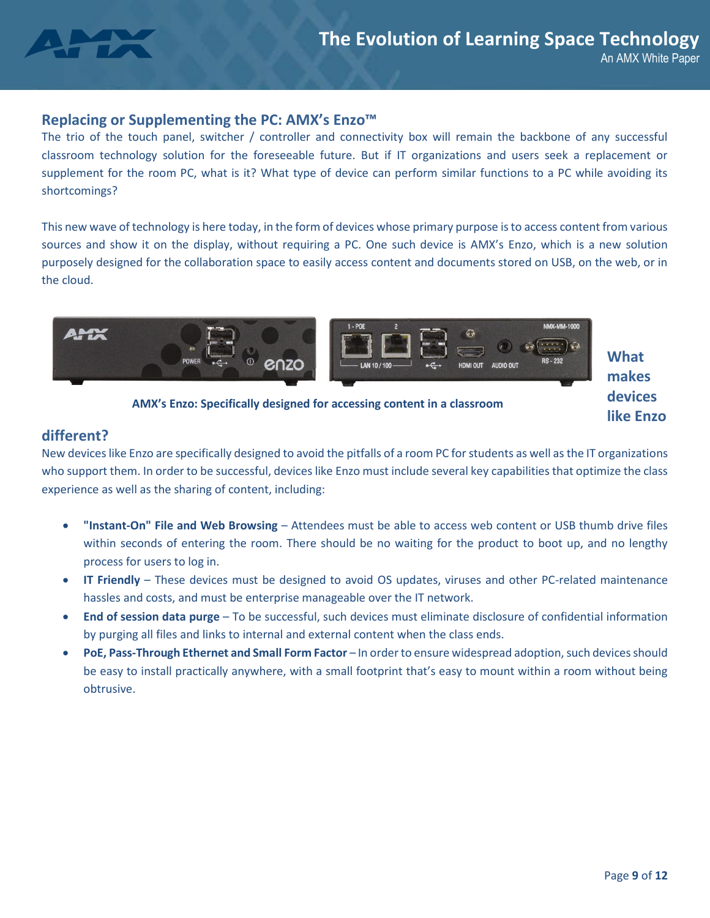## Replacing or Supplementing the PC: AMX's Enzo™

The trio of the touch panel, switcher / controller and connectivity box will remain the backbone of any successful classroom technology solution for the foreseeable future. But if IT organizations and users seek a replacement or supplement for the room PC, what is it? What type of device can perform similar functions to a PC while avoiding its shortcomings?

This new wave of technology is here today, in the form of devices whose primary purpose is to access content from various sources and show it on the display, without requiring a PC. One such device is AMX's Enzo, which is a new solution purposely designed for the collaboration space to easily access content and documents stored on USB, on the web, or in the cloud.

**AMX's Enzo: Specifically designed for accessing content in a classroom**

## What makes devices like Enzo different?

New devices like Enzo are specifically designed to avoid the pitfalls of a room PC for students as well as the IT organizations who support them. In order to be successful, devices like Enzo must include several key capabilities that optimize the class experience as well as the sharing of content, including:

- **"Instant-On" File and Web Browsing** – Attendees must be able to access web content or USB thumb drive files within seconds of entering the room. There should be no waiting for the product to boot up, and no lengthy process for users to log in.
- **IT Friendly** – These devices must be designed to avoid OS updates, viruses and other PC-related maintenance hassles and costs, and must be enterprise manageable over the IT network.
- **End of session data purge** – To be successful, such devices must eliminate disclosure of confidential information by purging all files and links to internal and external content when the class ends.
- **PoE, Pass-Through Ethernet and Small Form Factor** – In order to ensure widespread adoption, such devices should be easy to install practically anywhere, with a small footprint that's easy to mount within a room without being obtrusive.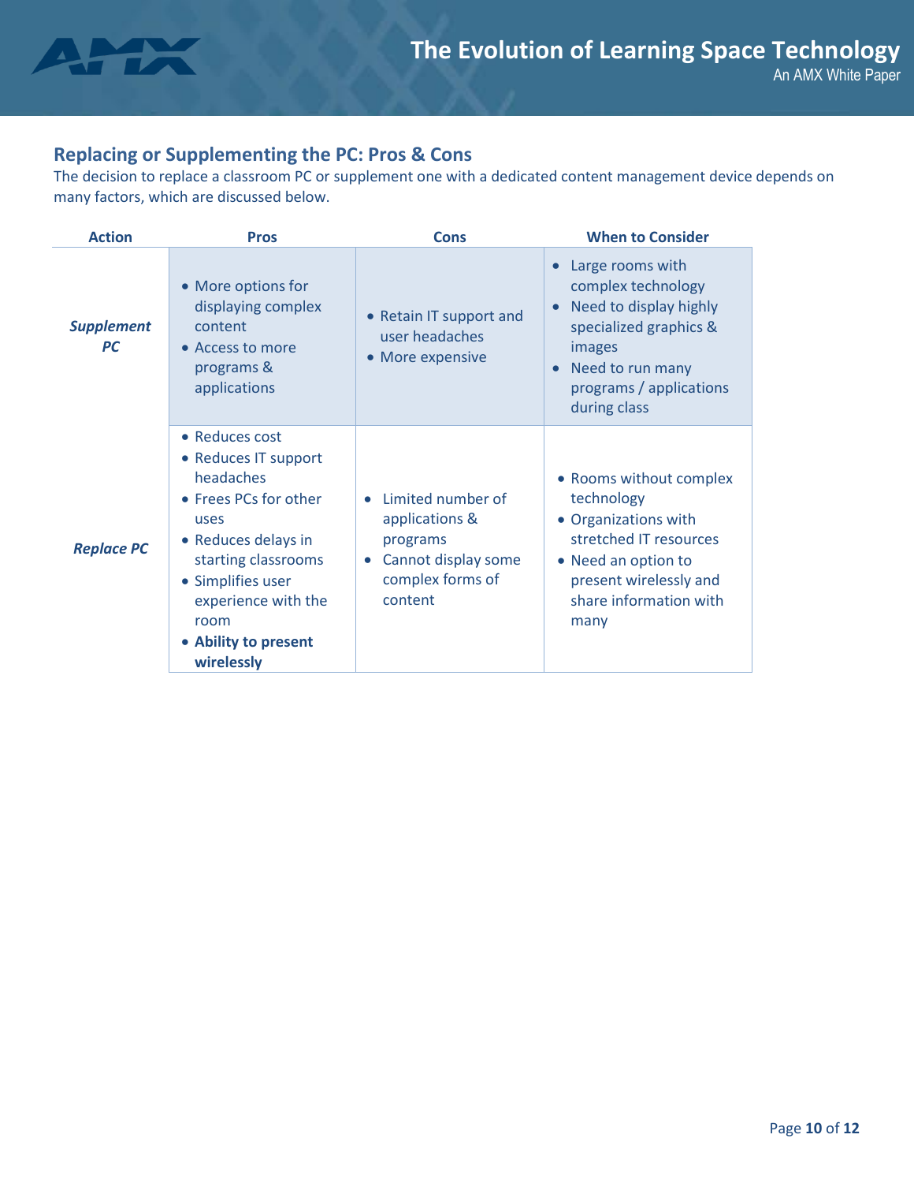## Replacing or Supplementing the PC: Pros & Cons

The decision to replace a classroom PC or supplement one with a dedicated content management device depends on many factors, which are discussed below.

| Action | Pros | Cons | When to Consider |
|---|---|---|---|
| ***Supplement PC*** | • More options for displaying complex content<br>• Access to more programs & applications | • Retain IT support and user headaches<br>• More expensive | • Large rooms with complex technology<br>• Need to display highly specialized graphics & images<br>• Need to run many programs / applications during class |
| ***Replace PC*** | • Reduces cost<br>• Reduces IT support headaches<br>• Frees PCs for other uses<br>• Reduces delays in starting classrooms<br>• Simplifies user experience with the room<br>• **Ability to present wirelessly** | • Limited number of applications & programs<br>• Cannot display some complex forms of content | • Rooms without complex technology<br>• Organizations with stretched IT resources<br>• Need an option to present wirelessly and share information with many |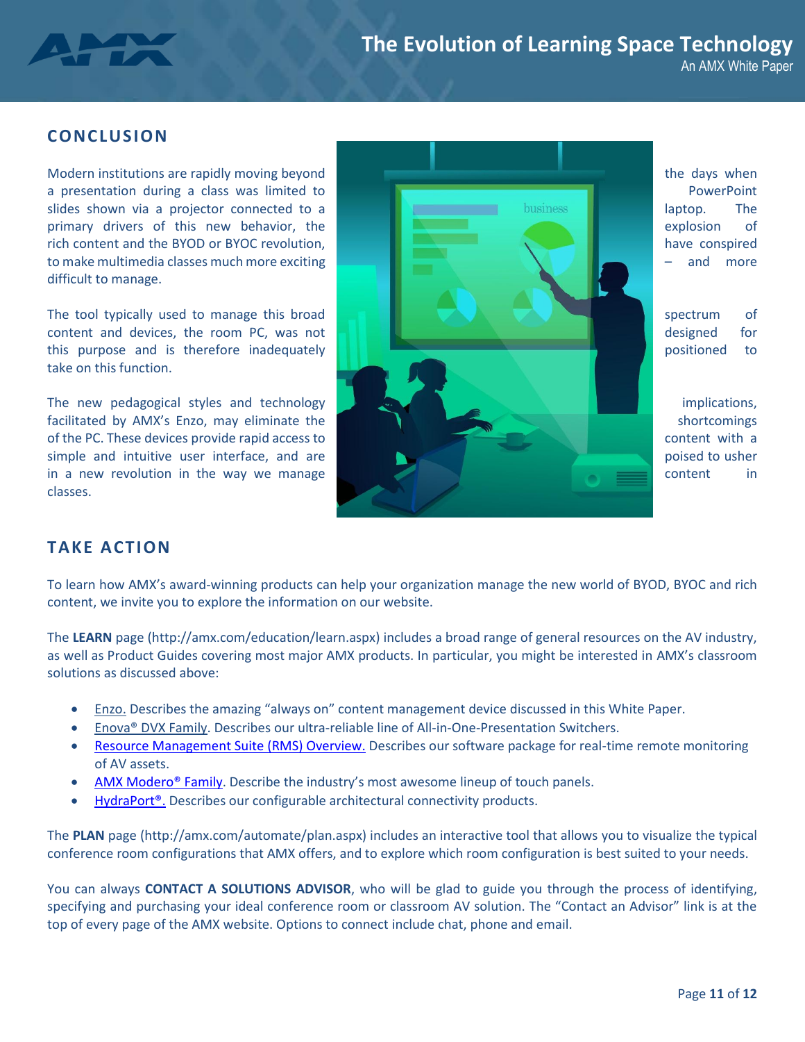## CONCLUSION

Modern institutions are rapidly moving beyond the days when a presentation during a class was limited to PowerPoint slides shown via a projector connected to a laptop. The primary drivers of this new behavior, the explosion of rich content and the BYOD or BYOC revolution, have conspired to make multimedia classes much more exciting – and more difficult to manage.

The tool typically used to manage this broad spectrum of content and devices, the room PC, was not designed for this purpose and is therefore inadequately positioned to take on this function.

The new pedagogical styles and technology implications, facilitated by AMX's Enzo, may eliminate the shortcomings of the PC. These devices provide rapid access to content with a simple and intuitive user interface, and are poised to usher in a new revolution in the way we manage content in classes.

## TAKE ACTION

To learn how AMX's award-winning products can help your organization manage the new world of BYOD, BYOC and rich content, we invite you to explore the information on our website.

The **LEARN** page (http://amx.com/education/learn.aspx) includes a broad range of general resources on the AV industry, as well as Product Guides covering most major AMX products. In particular, you might be interested in AMX's classroom solutions as discussed above:

- Enzo. Describes the amazing "always on" content management device discussed in this White Paper.
- Enova® DVX Family. Describes our ultra-reliable line of All-in-One-Presentation Switchers.
- Resource Management Suite (RMS) Overview. Describes our software package for real-time remote monitoring of AV assets.
- AMX Modero® Family. Describe the industry's most awesome lineup of touch panels.
- HydraPort®. Describes our configurable architectural connectivity products.

The **PLAN** page (http://amx.com/automate/plan.aspx) includes an interactive tool that allows you to visualize the typical conference room configurations that AMX offers, and to explore which room configuration is best suited to your needs.

You can always **CONTACT A SOLUTIONS ADVISOR**, who will be glad to guide you through the process of identifying, specifying and purchasing your ideal conference room or classroom AV solution. The "Contact an Advisor" link is at the top of every page of the AMX website. Options to connect include chat, phone and email.